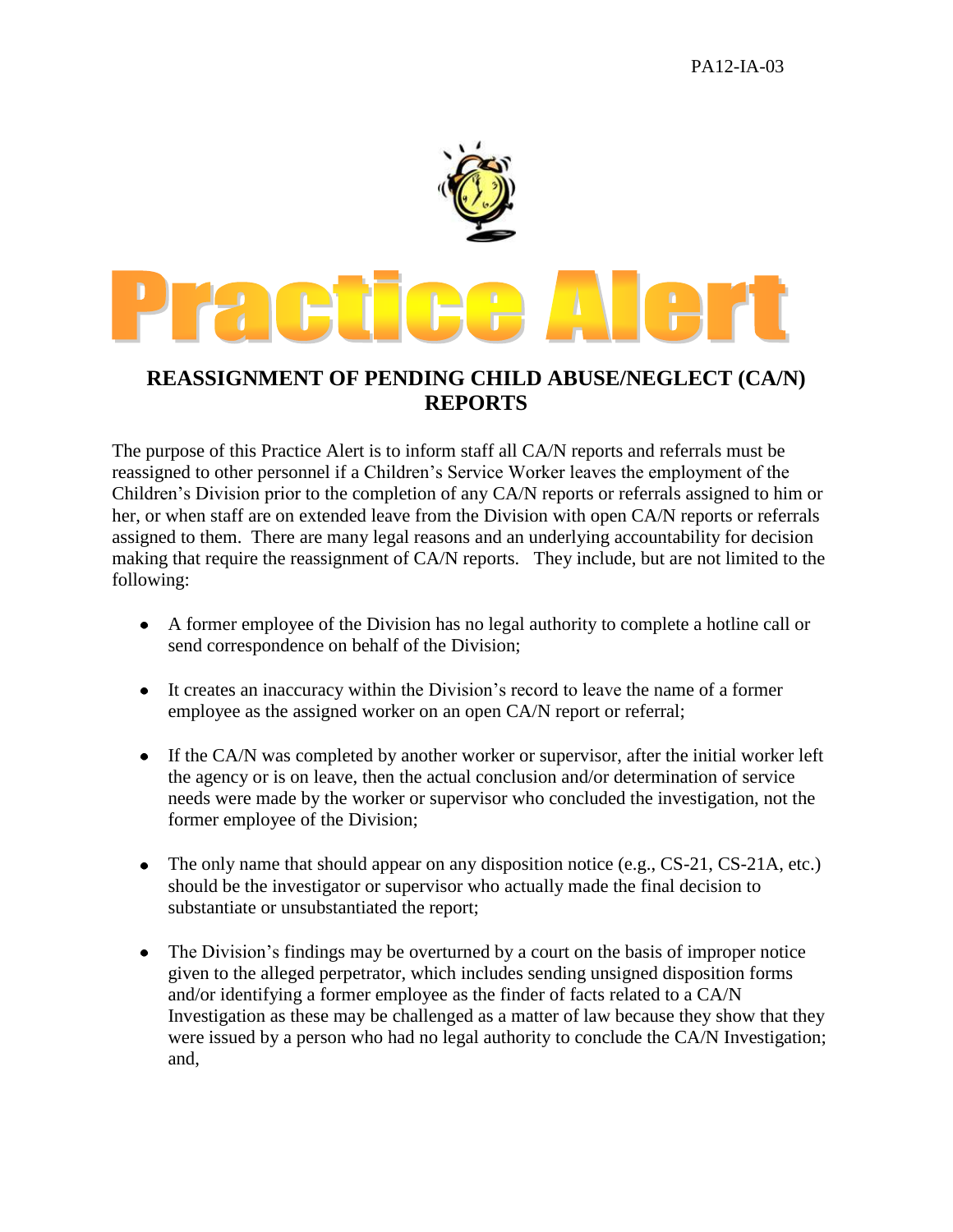PA12-IA-03

# Practice Alert

## REASSIGNMENT OF PENDING CHILD ABUSE/NEGLECT (CA/N) REPORTS

The purpose of this Practice Alert is to inform staff all CA/N reports and referrals must be reassigned to other personnel if a Children's Service Worker leaves the employment of the Children's Division prior to the completion of any CA/N reports or referrals assigned to him or her, or when staff are on extended leave from the Division with open CA/N reports or referrals assigned to them. There are many legal reasons and an underlying accountability for decision making that require the reassignment of CA/N reports. They include, but are not limited to the following:

- A former employee of the Division has no legal authority to complete a hotline call or send correspondence on behalf of the Division;
- It creates an inaccuracy within the Division's record to leave the name of a former employee as the assigned worker on an open CA/N report or referral;
- If the CA/N was completed by another worker or supervisor, after the initial worker left the agency or is on leave, then the actual conclusion and/or determination of service needs were made by the worker or supervisor who concluded the investigation, not the former employee of the Division;
- The only name that should appear on any disposition notice (e.g., CS-21, CS-21A, etc.) should be the investigator or supervisor who actually made the final decision to substantiate or unsubstantiated the report;
- The Division's findings may be overturned by a court on the basis of improper notice given to the alleged perpetrator, which includes sending unsigned disposition forms and/or identifying a former employee as the finder of facts related to a CA/N Investigation as these may be challenged as a matter of law because they show that they were issued by a person who had no legal authority to conclude the CA/N Investigation; and,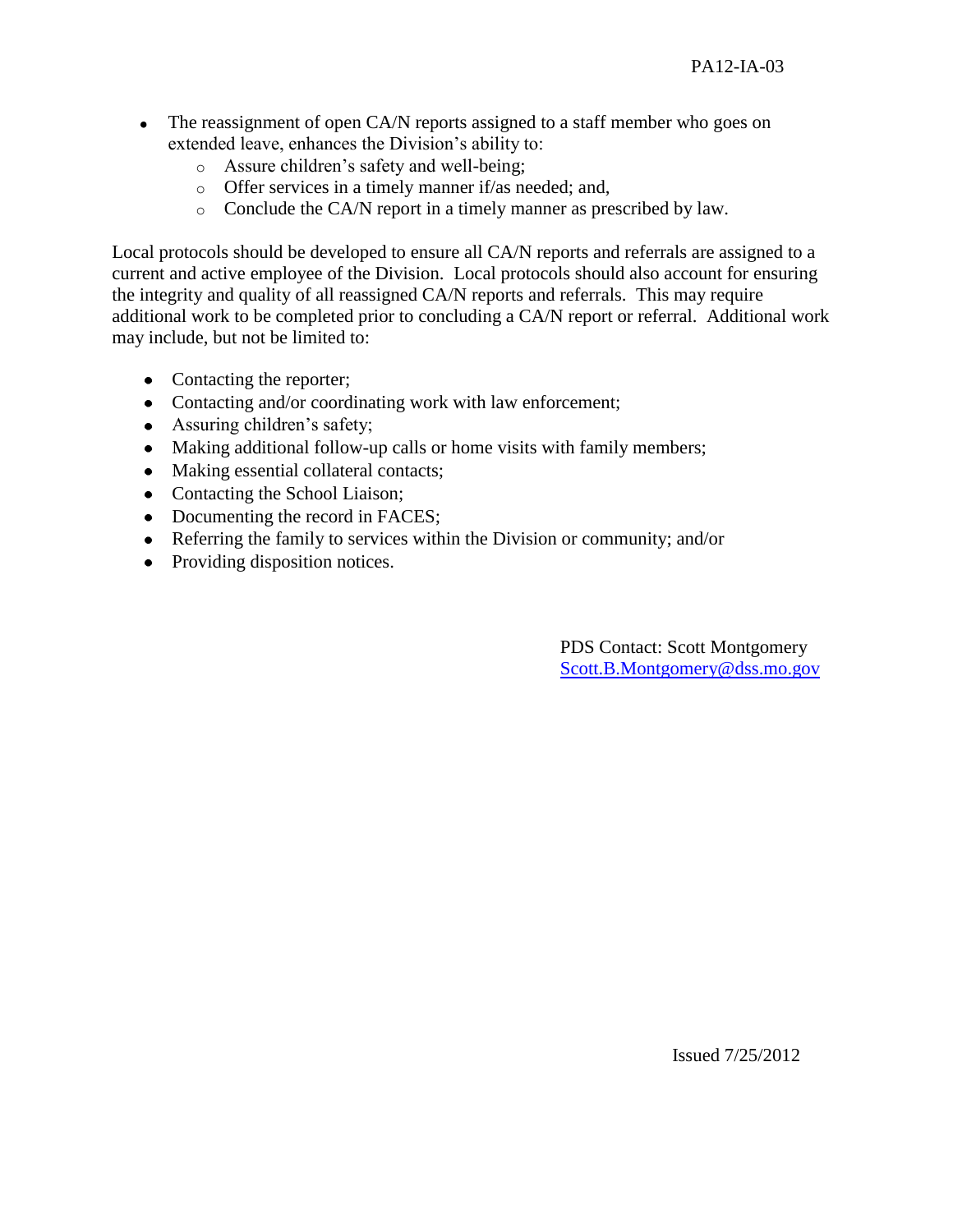- The reassignment of open CA/N reports assigned to a staff member who goes on extended leave, enhances the Division's ability to:
  - Assure children's safety and well-being;
  - Offer services in a timely manner if/as needed; and,
  - Conclude the CA/N report in a timely manner as prescribed by law.

Local protocols should be developed to ensure all CA/N reports and referrals are assigned to a current and active employee of the Division. Local protocols should also account for ensuring the integrity and quality of all reassigned CA/N reports and referrals. This may require additional work to be completed prior to concluding a CA/N report or referral. Additional work may include, but not be limited to:

- Contacting the reporter;
- Contacting and/or coordinating work with law enforcement;
- Assuring children's safety;
- Making additional follow-up calls or home visits with family members;
- Making essential collateral contacts;
- Contacting the School Liaison;
- Documenting the record in FACES;
- Referring the family to services within the Division or community; and/or
- Providing disposition notices.

PDS Contact: Scott Montgomery
Scott.B.Montgomery@dss.mo.gov

Issued 7/25/2012